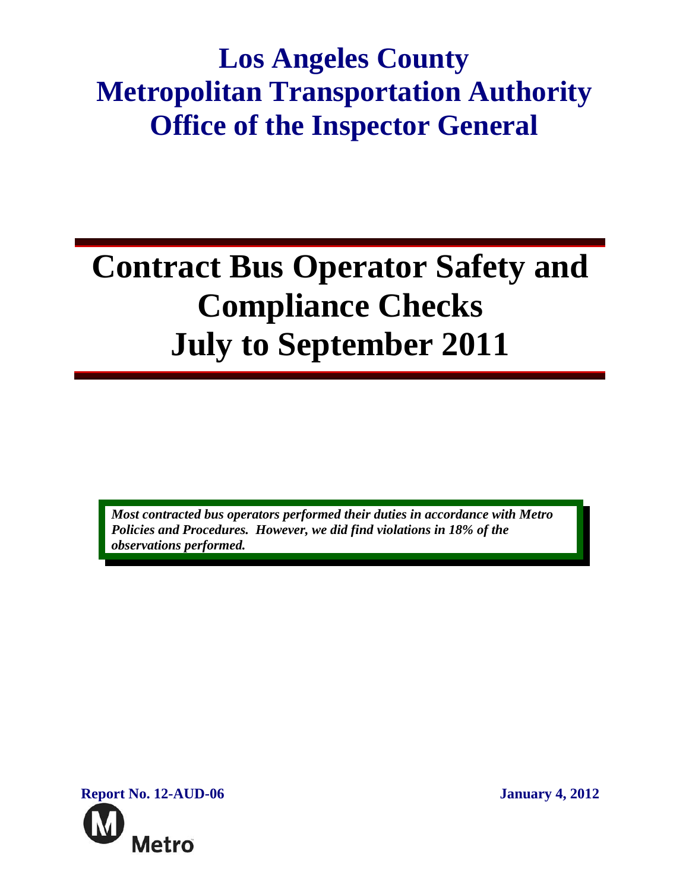# Los Angeles County Metropolitan Transportation Authority Office of the Inspector General

# Contract Bus Operator Safety and Compliance Checks July to September 2011

***Most contracted bus operators performed their duties in accordance with Metro Policies and Procedures. However, we did find violations in 18% of the observations performed.***

**Report No. 12-AUD-06**

**January 4, 2012**

Metro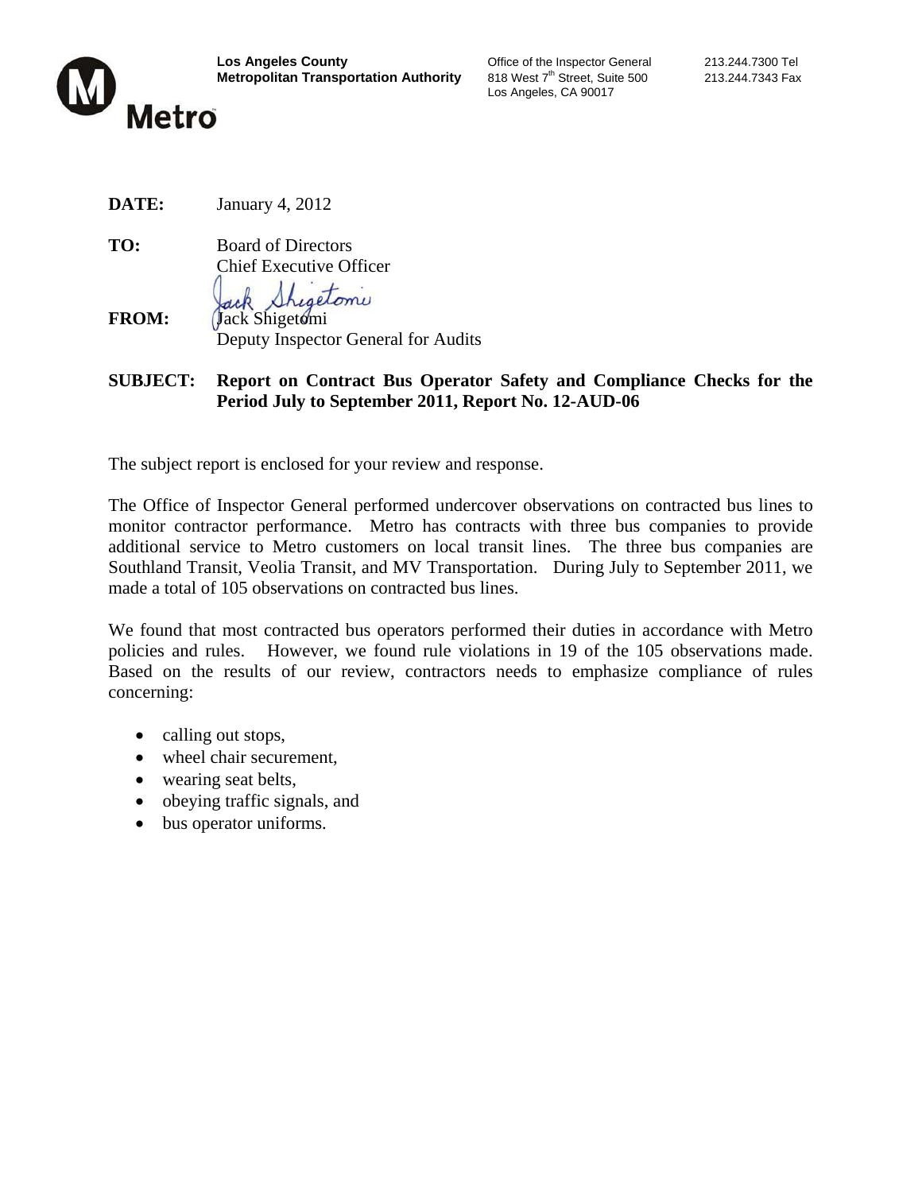**Los Angeles County**
**Metropolitan Transportation Authority**

Office of the Inspector General
818 West 7th Street, Suite 500
Los Angeles, CA 90017

213.244.7300 Tel
213.244.7343 Fax

**DATE:** January 4, 2012

**TO:** Board of Directors
Chief Executive Officer

**FROM:** Jack Shigetomi
Deputy Inspector General for Audits

**SUBJECT: Report on Contract Bus Operator Safety and Compliance Checks for the Period July to September 2011, Report No. 12-AUD-06**

The subject report is enclosed for your review and response.

The Office of Inspector General performed undercover observations on contracted bus lines to monitor contractor performance. Metro has contracts with three bus companies to provide additional service to Metro customers on local transit lines. The three bus companies are Southland Transit, Veolia Transit, and MV Transportation. During July to September 2011, we made a total of 105 observations on contracted bus lines.

We found that most contracted bus operators performed their duties in accordance with Metro policies and rules. However, we found rule violations in 19 of the 105 observations made. Based on the results of our review, contractors needs to emphasize compliance of rules concerning:

- calling out stops,
- wheel chair securement,
- wearing seat belts,
- obeying traffic signals, and
- bus operator uniforms.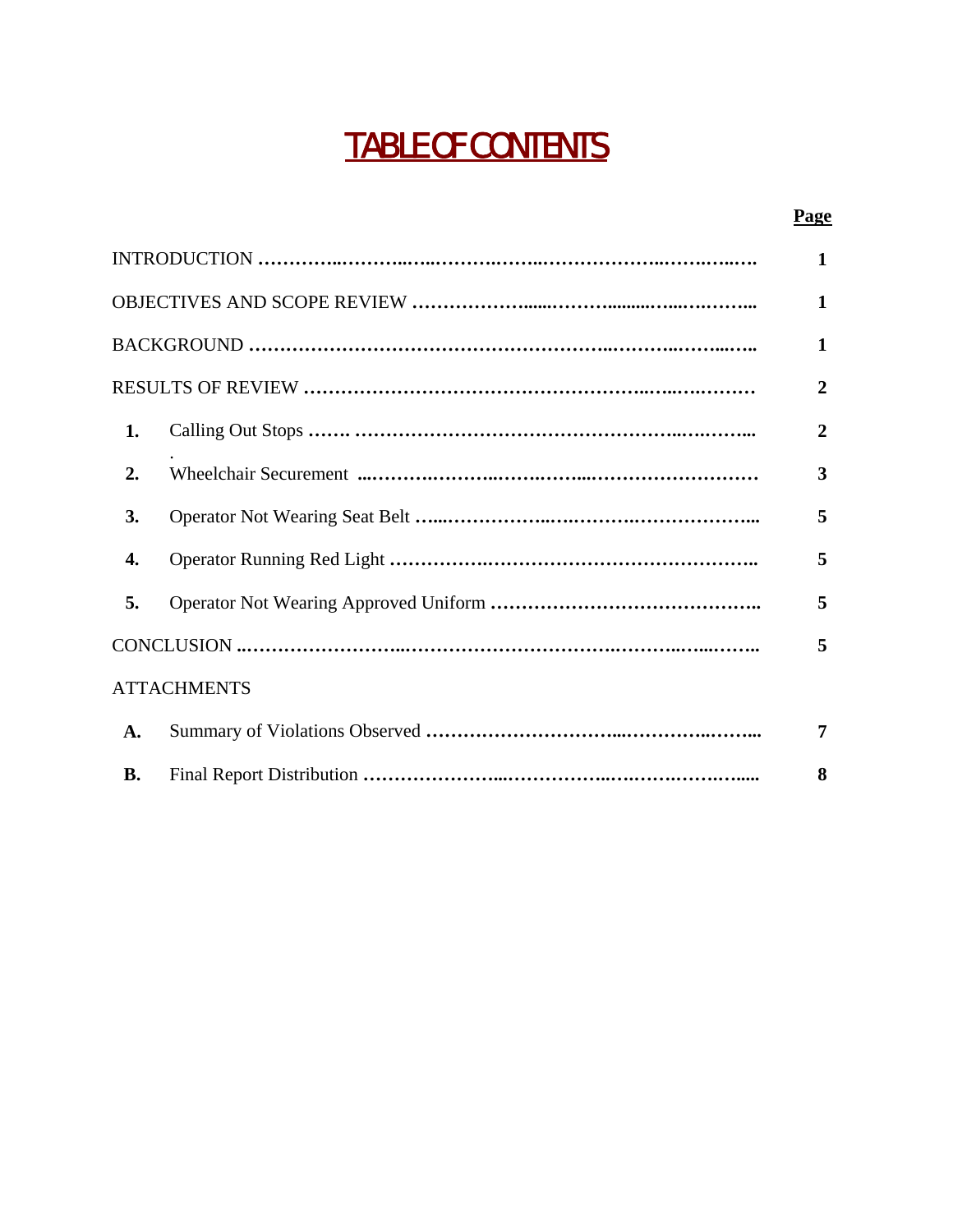# TABLE OF CONTENTS

| | | Page |
|---|---|---|
| INTRODUCTION | | **1** |
| OBJECTIVES AND SCOPE REVIEW | | **1** |
| BACKGROUND | | **1** |
| RESULTS OF REVIEW | | **2** |
| **1.** | Calling Out Stops | **2** |
| **2.** | Wheelchair Securement | **3** |
| **3.** | Operator Not Wearing Seat Belt | **5** |
| **4.** | Operator Running Red Light | **5** |
| **5.** | Operator Not Wearing Approved Uniform | **5** |
| CONCLUSION | | **5** |
| ATTACHMENTS | | |
| **A.** | Summary of Violations Observed | **7** |
| **B.** | Final Report Distribution | **8** |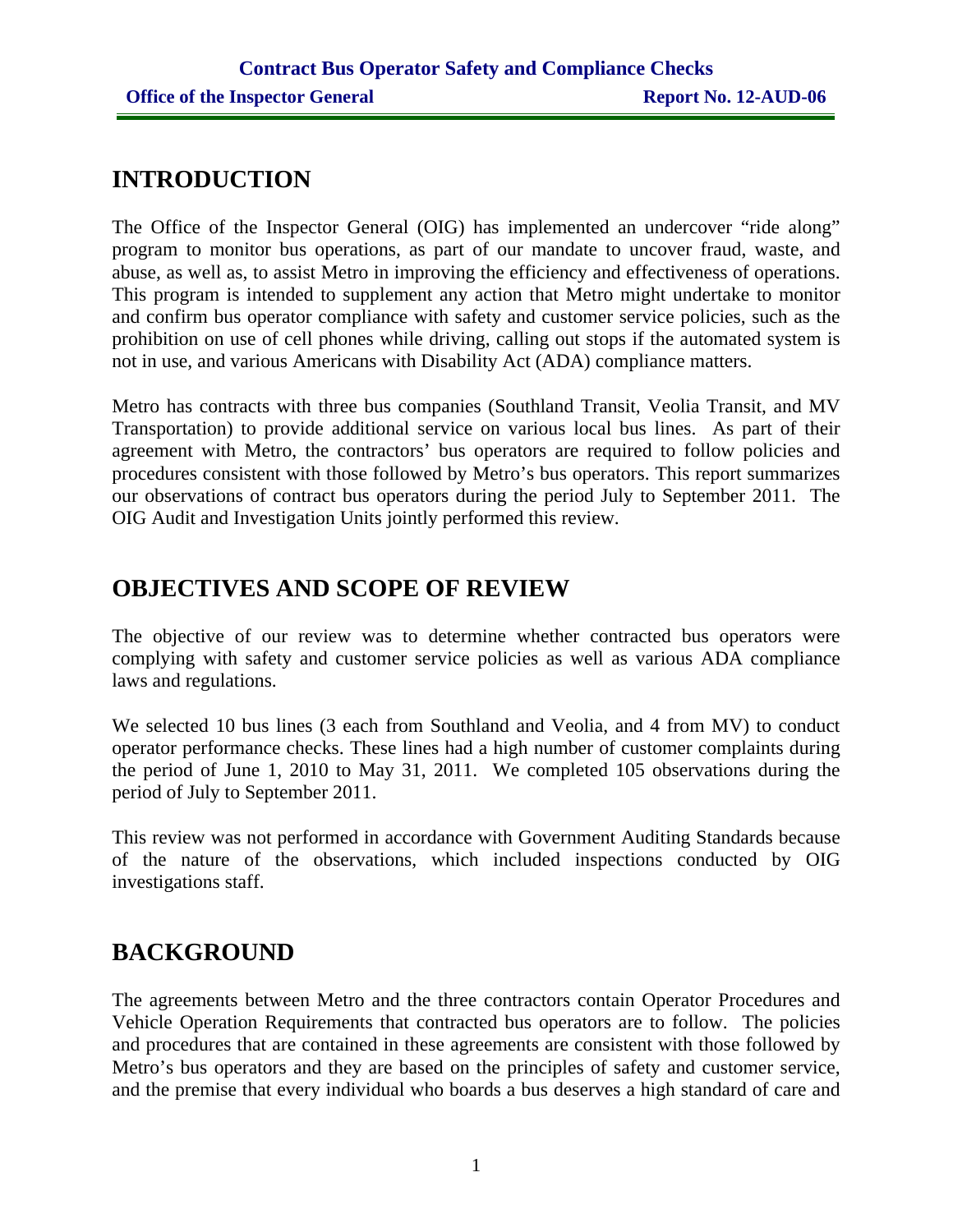## INTRODUCTION

The Office of the Inspector General (OIG) has implemented an undercover "ride along" program to monitor bus operations, as part of our mandate to uncover fraud, waste, and abuse, as well as, to assist Metro in improving the efficiency and effectiveness of operations. This program is intended to supplement any action that Metro might undertake to monitor and confirm bus operator compliance with safety and customer service policies, such as the prohibition on use of cell phones while driving, calling out stops if the automated system is not in use, and various Americans with Disability Act (ADA) compliance matters.

Metro has contracts with three bus companies (Southland Transit, Veolia Transit, and MV Transportation) to provide additional service on various local bus lines. As part of their agreement with Metro, the contractors' bus operators are required to follow policies and procedures consistent with those followed by Metro's bus operators. This report summarizes our observations of contract bus operators during the period July to September 2011. The OIG Audit and Investigation Units jointly performed this review.

## OBJECTIVES AND SCOPE OF REVIEW

The objective of our review was to determine whether contracted bus operators were complying with safety and customer service policies as well as various ADA compliance laws and regulations.

We selected 10 bus lines (3 each from Southland and Veolia, and 4 from MV) to conduct operator performance checks. These lines had a high number of customer complaints during the period of June 1, 2010 to May 31, 2011. We completed 105 observations during the period of July to September 2011.

This review was not performed in accordance with Government Auditing Standards because of the nature of the observations, which included inspections conducted by OIG investigations staff.

## BACKGROUND

The agreements between Metro and the three contractors contain Operator Procedures and Vehicle Operation Requirements that contracted bus operators are to follow. The policies and procedures that are contained in these agreements are consistent with those followed by Metro's bus operators and they are based on the principles of safety and customer service, and the premise that every individual who boards a bus deserves a high standard of care and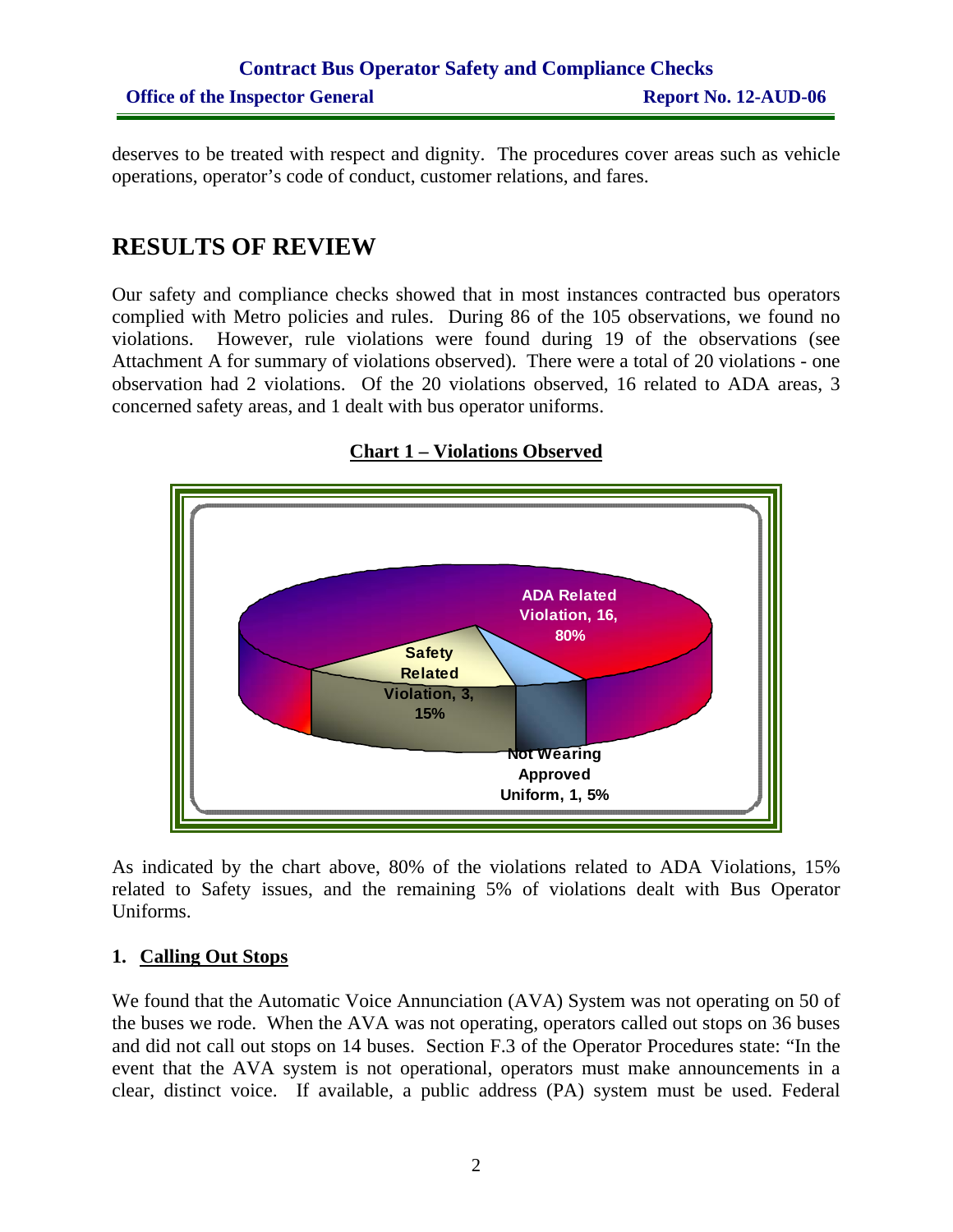deserves to be treated with respect and dignity. The procedures cover areas such as vehicle operations, operator's code of conduct, customer relations, and fares.

# RESULTS OF REVIEW

Our safety and compliance checks showed that in most instances contracted bus operators complied with Metro policies and rules. During 86 of the 105 observations, we found no violations. However, rule violations were found during 19 of the observations (see Attachment A for summary of violations observed). There were a total of 20 violations - one observation had 2 violations. Of the 20 violations observed, 16 related to ADA areas, 3 concerned safety areas, and 1 dealt with bus operator uniforms.

**Chart 1 – Violations Observed**

ADA Related Violation, 16, 80%

Safety Related Violation, 3, 15%

Not Wearing Approved Uniform, 1, 5%

As indicated by the chart above, 80% of the violations related to ADA Violations, 15% related to Safety issues, and the remaining 5% of violations dealt with Bus Operator Uniforms.

### 1. Calling Out Stops

We found that the Automatic Voice Annunciation (AVA) System was not operating on 50 of the buses we rode. When the AVA was not operating, operators called out stops on 36 buses and did not call out stops on 14 buses. Section F.3 of the Operator Procedures state: "In the event that the AVA system is not operational, operators must make announcements in a clear, distinct voice. If available, a public address (PA) system must be used. Federal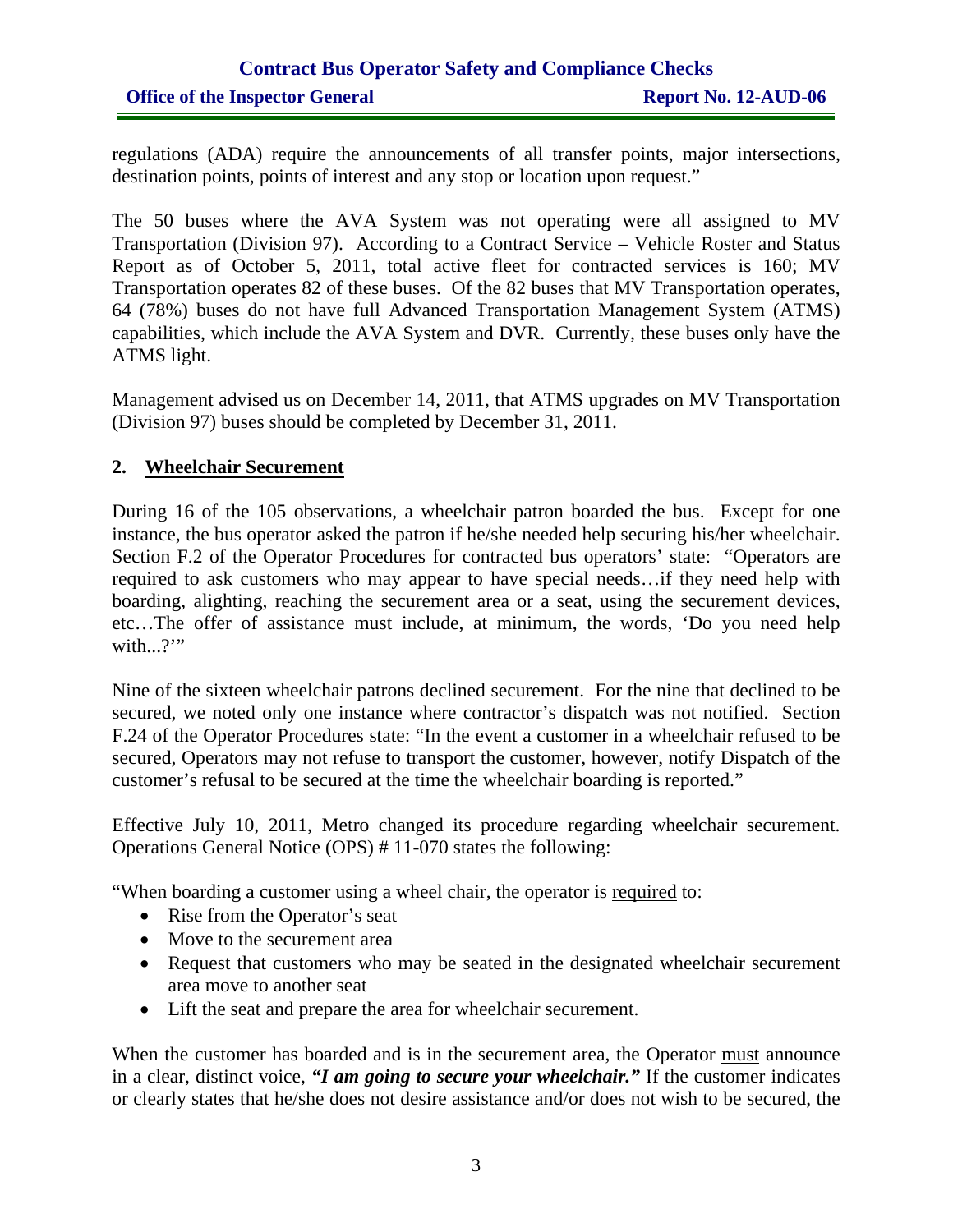regulations (ADA) require the announcements of all transfer points, major intersections, destination points, points of interest and any stop or location upon request."

The 50 buses where the AVA System was not operating were all assigned to MV Transportation (Division 97). According to a Contract Service – Vehicle Roster and Status Report as of October 5, 2011, total active fleet for contracted services is 160; MV Transportation operates 82 of these buses. Of the 82 buses that MV Transportation operates, 64 (78%) buses do not have full Advanced Transportation Management System (ATMS) capabilities, which include the AVA System and DVR. Currently, these buses only have the ATMS light.

Management advised us on December 14, 2011, that ATMS upgrades on MV Transportation (Division 97) buses should be completed by December 31, 2011.

## 2. Wheelchair Securement

During 16 of the 105 observations, a wheelchair patron boarded the bus. Except for one instance, the bus operator asked the patron if he/she needed help securing his/her wheelchair. Section F.2 of the Operator Procedures for contracted bus operators' state: "Operators are required to ask customers who may appear to have special needs…if they need help with boarding, alighting, reaching the securement area or a seat, using the securement devices, etc…The offer of assistance must include, at minimum, the words, 'Do you need help with...?'"

Nine of the sixteen wheelchair patrons declined securement. For the nine that declined to be secured, we noted only one instance where contractor's dispatch was not notified. Section F.24 of the Operator Procedures state: "In the event a customer in a wheelchair refused to be secured, Operators may not refuse to transport the customer, however, notify Dispatch of the customer's refusal to be secured at the time the wheelchair boarding is reported."

Effective July 10, 2011, Metro changed its procedure regarding wheelchair securement. Operations General Notice (OPS) # 11-070 states the following:

"When boarding a customer using a wheel chair, the operator is required to:

- Rise from the Operator's seat
- Move to the securement area
- Request that customers who may be seated in the designated wheelchair securement area move to another seat
- Lift the seat and prepare the area for wheelchair securement.

When the customer has boarded and is in the securement area, the Operator must announce in a clear, distinct voice, ***"I am going to secure your wheelchair."*** If the customer indicates or clearly states that he/she does not desire assistance and/or does not wish to be secured, the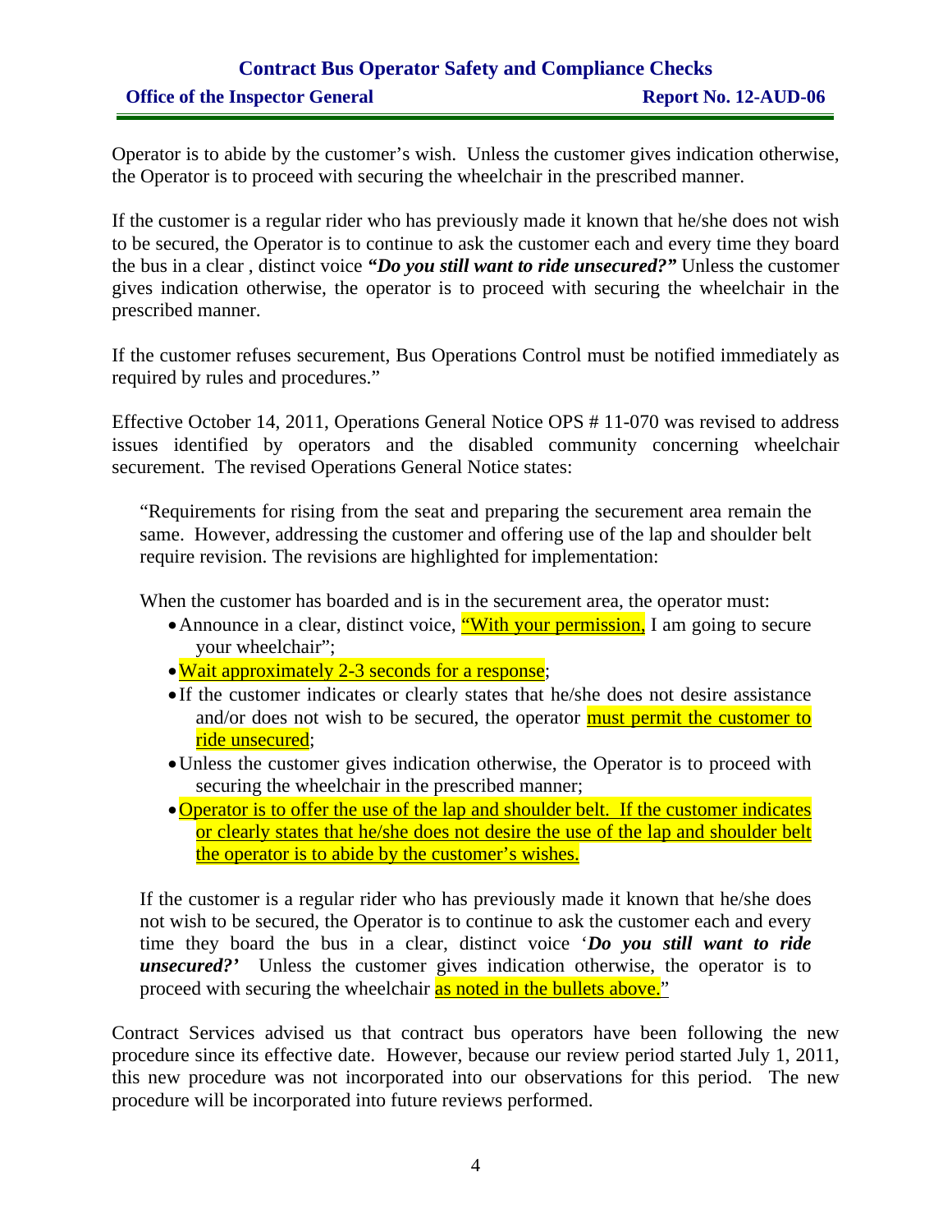Operator is to abide by the customer's wish. Unless the customer gives indication otherwise, the Operator is to proceed with securing the wheelchair in the prescribed manner.

If the customer is a regular rider who has previously made it known that he/she does not wish to be secured, the Operator is to continue to ask the customer each and every time they board the bus in a clear , distinct voice ***"Do you still want to ride unsecured?"*** Unless the customer gives indication otherwise, the operator is to proceed with securing the wheelchair in the prescribed manner.

If the customer refuses securement, Bus Operations Control must be notified immediately as required by rules and procedures."

Effective October 14, 2011, Operations General Notice OPS # 11-070 was revised to address issues identified by operators and the disabled community concerning wheelchair securement. The revised Operations General Notice states:

> "Requirements for rising from the seat and preparing the securement area remain the same. However, addressing the customer and offering use of the lap and shoulder belt require revision. The revisions are highlighted for implementation:
>
> When the customer has boarded and is in the securement area, the operator must:
>
> - Announce in a clear, distinct voice, "With your permission, I am going to secure your wheelchair";
> - Wait approximately 2-3 seconds for a response;
> - If the customer indicates or clearly states that he/she does not desire assistance and/or does not wish to be secured, the operator must permit the customer to ride unsecured;
> - Unless the customer gives indication otherwise, the Operator is to proceed with securing the wheelchair in the prescribed manner;
> - Operator is to offer the use of the lap and shoulder belt. If the customer indicates or clearly states that he/she does not desire the use of the lap and shoulder belt the operator is to abide by the customer's wishes.
>
> If the customer is a regular rider who has previously made it known that he/she does not wish to be secured, the Operator is to continue to ask the customer each and every time they board the bus in a clear, distinct voice '***Do you still want to ride unsecured?'*** Unless the customer gives indication otherwise, the operator is to proceed with securing the wheelchair as noted in the bullets above."

Contract Services advised us that contract bus operators have been following the new procedure since its effective date. However, because our review period started July 1, 2011, this new procedure was not incorporated into our observations for this period. The new procedure will be incorporated into future reviews performed.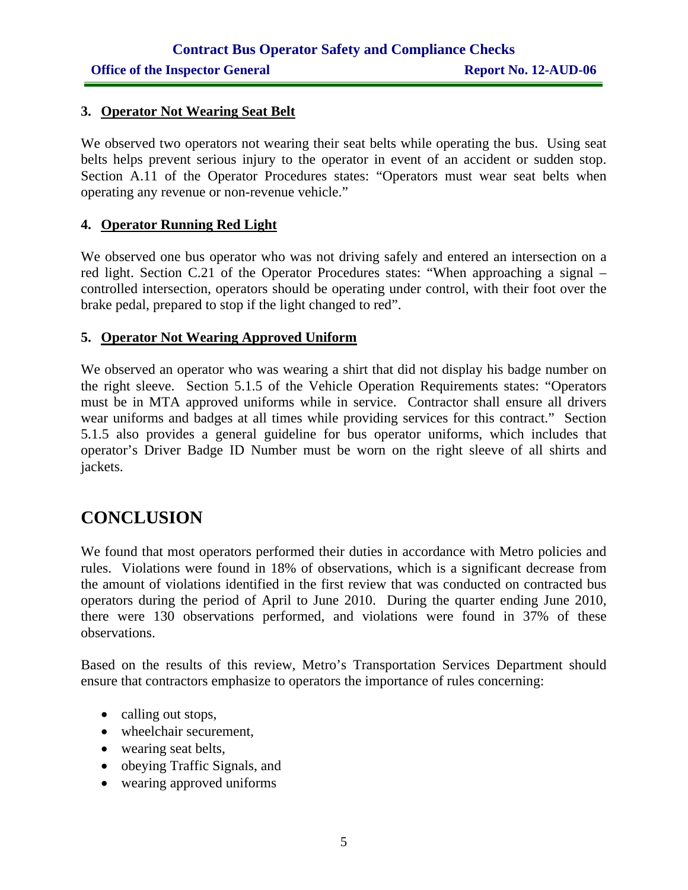### 3. Operator Not Wearing Seat Belt

We observed two operators not wearing their seat belts while operating the bus. Using seat belts helps prevent serious injury to the operator in event of an accident or sudden stop. Section A.11 of the Operator Procedures states: "Operators must wear seat belts when operating any revenue or non-revenue vehicle."

### 4. Operator Running Red Light

We observed one bus operator who was not driving safely and entered an intersection on a red light. Section C.21 of the Operator Procedures states: "When approaching a signal – controlled intersection, operators should be operating under control, with their foot over the brake pedal, prepared to stop if the light changed to red".

### 5. Operator Not Wearing Approved Uniform

We observed an operator who was wearing a shirt that did not display his badge number on the right sleeve. Section 5.1.5 of the Vehicle Operation Requirements states: "Operators must be in MTA approved uniforms while in service. Contractor shall ensure all drivers wear uniforms and badges at all times while providing services for this contract." Section 5.1.5 also provides a general guideline for bus operator uniforms, which includes that operator's Driver Badge ID Number must be worn on the right sleeve of all shirts and jackets.

## CONCLUSION

We found that most operators performed their duties in accordance with Metro policies and rules. Violations were found in 18% of observations, which is a significant decrease from the amount of violations identified in the first review that was conducted on contracted bus operators during the period of April to June 2010. During the quarter ending June 2010, there were 130 observations performed, and violations were found in 37% of these observations.

Based on the results of this review, Metro's Transportation Services Department should ensure that contractors emphasize to operators the importance of rules concerning:

- calling out stops,
- wheelchair securement,
- wearing seat belts,
- obeying Traffic Signals, and
- wearing approved uniforms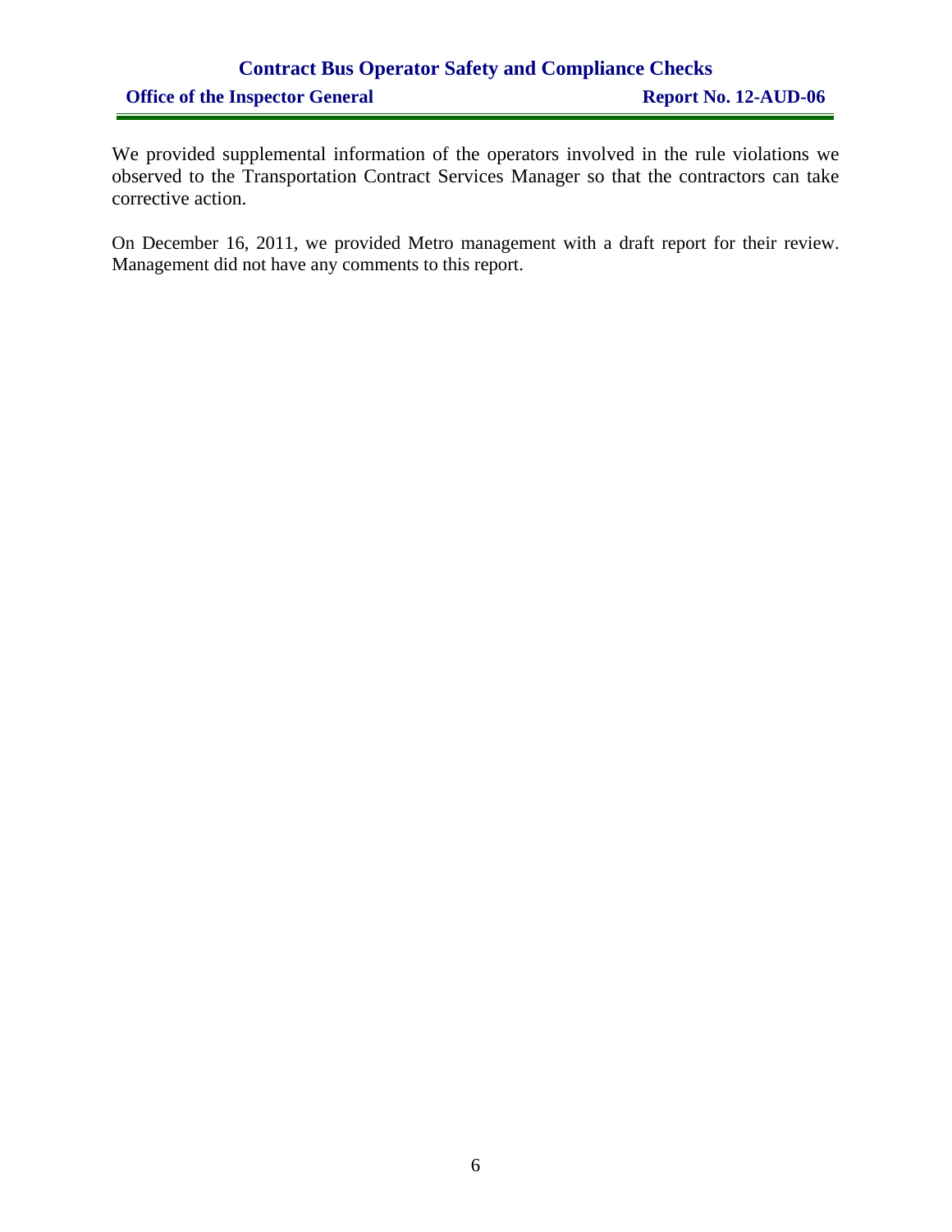We provided supplemental information of the operators involved in the rule violations we observed to the Transportation Contract Services Manager so that the contractors can take corrective action.

On December 16, 2011, we provided Metro management with a draft report for their review. Management did not have any comments to this report.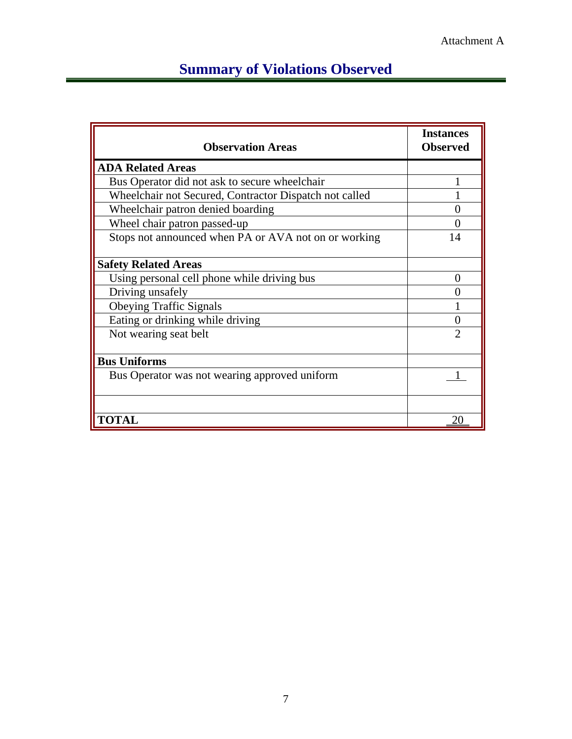Attachment A

# Summary of Violations Observed

| Observation Areas | Instances Observed |
|---|---|
| **ADA Related Areas** | |
| Bus Operator did not ask to secure wheelchair | 1 |
| Wheelchair not Secured, Contractor Dispatch not called | 1 |
| Wheelchair patron denied boarding | 0 |
| Wheel chair patron passed-up | 0 |
| Stops not announced when PA or AVA not on or working | 14 |
| **Safety Related Areas** | |
| Using personal cell phone while driving bus | 0 |
| Driving unsafely | 0 |
| Obeying Traffic Signals | 1 |
| Eating or drinking while driving | 0 |
| Not wearing seat belt | 2 |
| **Bus Uniforms** | |
| Bus Operator was not wearing approved uniform | 1 |
| | |
| **TOTAL** | 20 |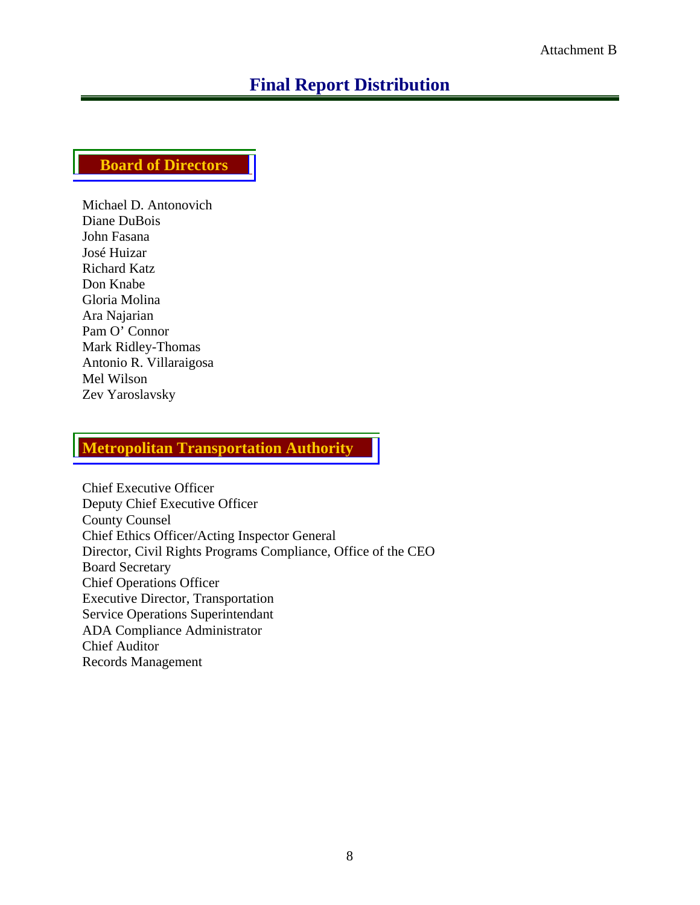Attachment B

# Final Report Distribution

## Board of Directors

Michael D. Antonovich
Diane DuBois
John Fasana
José Huizar
Richard Katz
Don Knabe
Gloria Molina
Ara Najarian
Pam O' Connor
Mark Ridley-Thomas
Antonio R. Villaraigosa
Mel Wilson
Zev Yaroslavsky

## Metropolitan Transportation Authority

Chief Executive Officer
Deputy Chief Executive Officer
County Counsel
Chief Ethics Officer/Acting Inspector General
Director, Civil Rights Programs Compliance, Office of the CEO
Board Secretary
Chief Operations Officer
Executive Director, Transportation
Service Operations Superintendant
ADA Compliance Administrator
Chief Auditor
Records Management